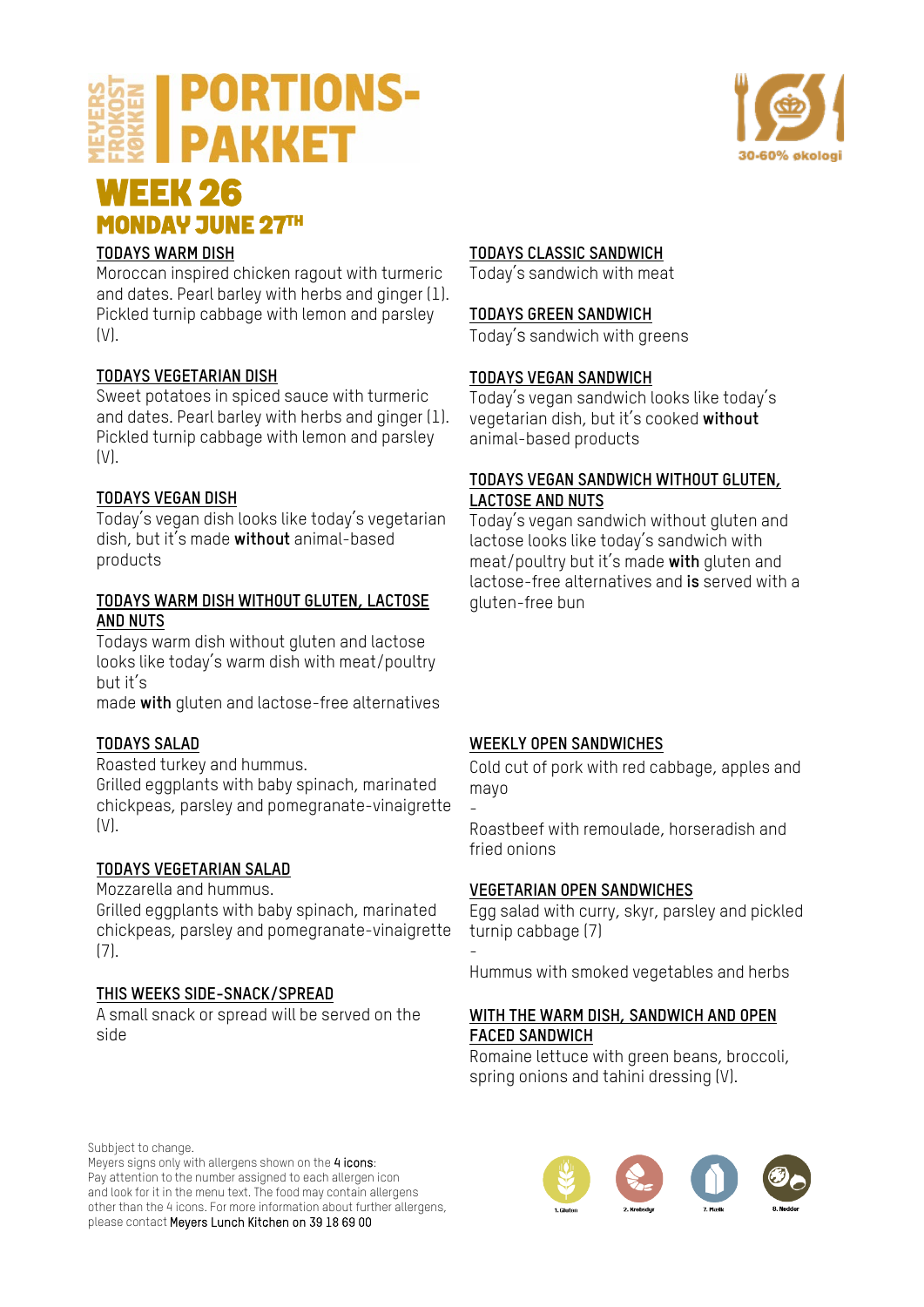# MEYERS FROKOST KØKKEN | PORTIONS-PAKKET

30-60% økologi

## WEEK 26

### MONDAY JUNE 27TH

**TODAYS WARM DISH**

Moroccan inspired chicken ragout with turmeric and dates. Pearl barley with herbs and ginger (1). Pickled turnip cabbage with lemon and parsley (V).

**TODAYS VEGETARIAN DISH**

Sweet potatoes in spiced sauce with turmeric and dates. Pearl barley with herbs and ginger (1). Pickled turnip cabbage with lemon and parsley (V).

**TODAYS VEGAN DISH**

Today's vegan dish looks like today's vegetarian dish, but it's made **without** animal-based products

**TODAYS WARM DISH WITHOUT GLUTEN, LACTOSE AND NUTS**

Todays warm dish without gluten and lactose looks like today's warm dish with meat/poultry but it's
made **with** gluten and lactose-free alternatives

**TODAYS SALAD**

Roasted turkey and hummus.
Grilled eggplants with baby spinach, marinated chickpeas, parsley and pomegranate-vinaigrette (V).

**TODAYS VEGETARIAN SALAD**

Mozzarella and hummus.
Grilled eggplants with baby spinach, marinated chickpeas, parsley and pomegranate-vinaigrette (7).

**THIS WEEKS SIDE-SNACK/SPREAD**

A small snack or spread will be served on the side

**TODAYS CLASSIC SANDWICH**

Today's sandwich with meat

**TODAYS GREEN SANDWICH**

Today's sandwich with greens

**TODAYS VEGAN SANDWICH**

Today's vegan sandwich looks like today's vegetarian dish, but it's cooked **without** animal-based products

**TODAYS VEGAN SANDWICH WITHOUT GLUTEN, LACTOSE AND NUTS**

Today's vegan sandwich without gluten and lactose looks like today's sandwich with meat/poultry but it's made **with** gluten and lactose-free alternatives and **is** served with a gluten-free bun

**WEEKLY OPEN SANDWICHES**

Cold cut of pork with red cabbage, apples and mayo

-

Roastbeef with remoulade, horseradish and fried onions

**VEGETARIAN OPEN SANDWICHES**

Egg salad with curry, skyr, parsley and pickled turnip cabbage (7)

-

Hummus with smoked vegetables and herbs

**WITH THE WARM DISH, SANDWICH AND OPEN FACED SANDWICH**

Romaine lettuce with green beans, broccoli, spring onions and tahini dressing (V).

Subbject to change.
Meyers signs only with allergens shown on the **4 icons**:
Pay attention to the number assigned to each allergen icon and look for it in the menu text. The food may contain allergens other than the 4 icons. For more information about further allergens, please contact **Meyers Lunch Kitchen on 39 18 69 00**

1. Gluten 2. Krebsdyr 7. Mælk 8. Nødder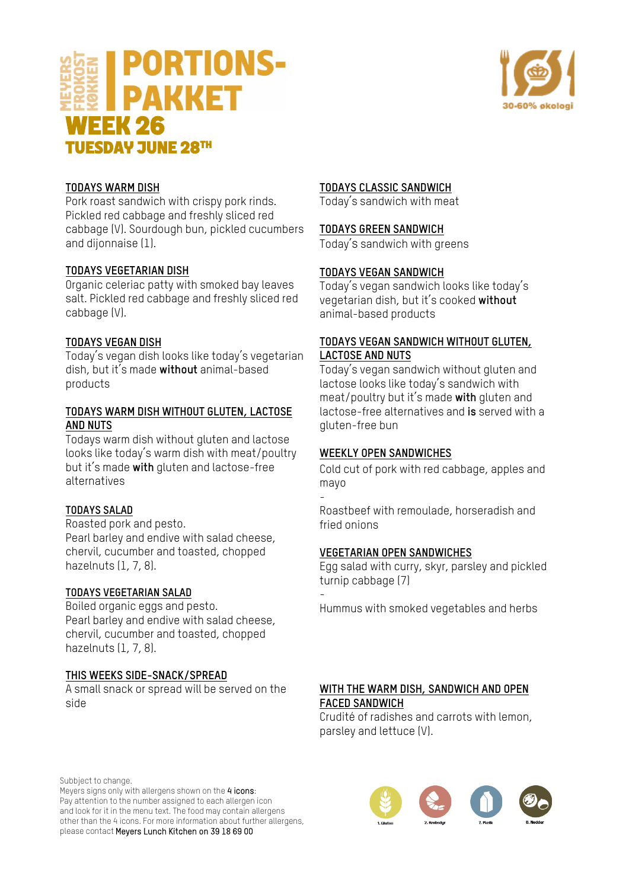# MEYERS FROKOST KØKKEN | PORTIONS-PAKKET

# WEEK 26

## TUESDAY JUNE 28TH

30-60% økologi

**TODAYS WARM DISH**
Pork roast sandwich with crispy pork rinds. Pickled red cabbage and freshly sliced red cabbage (V). Sourdough bun, pickled cucumbers and dijonnaise (1).

**TODAYS VEGETARIAN DISH**
Organic celeriac patty with smoked bay leaves salt. Pickled red cabbage and freshly sliced red cabbage (V).

**TODAYS VEGAN DISH**
Today's vegan dish looks like today's vegetarian dish, but it's made **without** animal-based products

**TODAYS WARM DISH WITHOUT GLUTEN, LACTOSE AND NUTS**
Todays warm dish without gluten and lactose looks like today's warm dish with meat/poultry but it's made **with** gluten and lactose-free alternatives

**TODAYS SALAD**
Roasted pork and pesto.
Pearl barley and endive with salad cheese, chervil, cucumber and toasted, chopped hazelnuts (1, 7, 8).

**TODAYS VEGETARIAN SALAD**
Boiled organic eggs and pesto.
Pearl barley and endive with salad cheese, chervil, cucumber and toasted, chopped hazelnuts (1, 7, 8).

**THIS WEEKS SIDE-SNACK/SPREAD**
A small snack or spread will be served on the side

**TODAYS CLASSIC SANDWICH**
Today's sandwich with meat

**TODAYS GREEN SANDWICH**
Today's sandwich with greens

**TODAYS VEGAN SANDWICH**
Today's vegan sandwich looks like today's vegetarian dish, but it's cooked **without** animal-based products

**TODAYS VEGAN SANDWICH WITHOUT GLUTEN, LACTOSE AND NUTS**
Today's vegan sandwich without gluten and lactose looks like today's sandwich with meat/poultry but it's made **with** gluten and lactose-free alternatives and **is** served with a gluten-free bun

**WEEKLY OPEN SANDWICHES**
Cold cut of pork with red cabbage, apples and mayo
-
Roastbeef with remoulade, horseradish and fried onions

**VEGETARIAN OPEN SANDWICHES**
Egg salad with curry, skyr, parsley and pickled turnip cabbage (7)
-
Hummus with smoked vegetables and herbs

**WITH THE WARM DISH, SANDWICH AND OPEN FACED SANDWICH**
Crudité of radishes and carrots with lemon, parsley and lettuce (V).

Subbject to change.
Meyers signs only with allergens shown on the **4 icons**:
Pay attention to the number assigned to each allergen icon and look for it in the menu text. The food may contain allergens other than the 4 icons. For more information about further allergens, please contact **Meyers Lunch Kitchen on 39 18 69 00**

1. Gluten | 2. Krebsdyr | 7. Mælk | 8. Nødder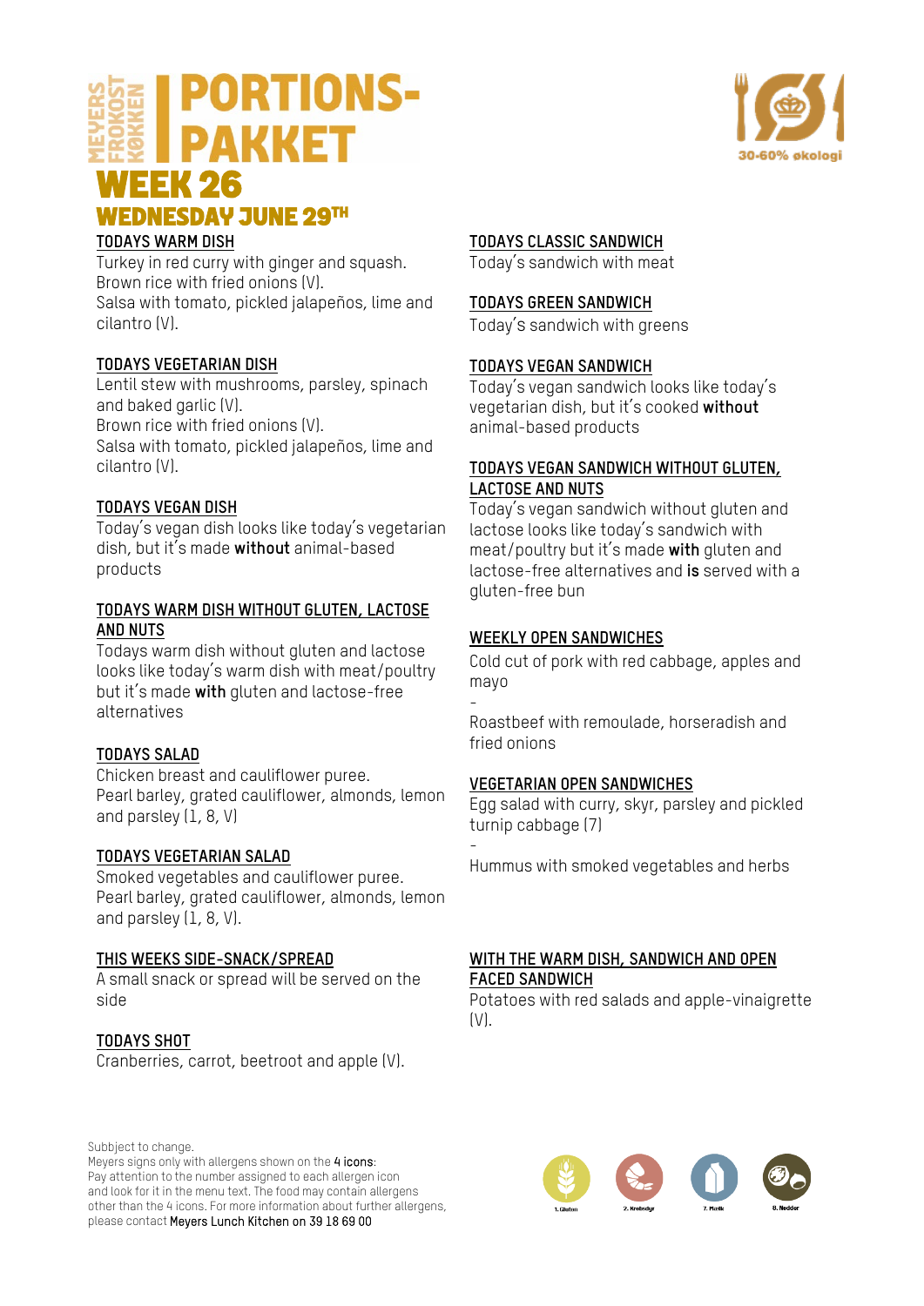MEYERS FROKOST KØKKEN

# PORTIONS-PAKKET

## WEEK 26

## WEDNESDAY JUNE 29TH

30-60% økologi

### TODAYS WARM DISH

Turkey in red curry with ginger and squash.
Brown rice with fried onions (V).
Salsa with tomato, pickled jalapeños, lime and cilantro (V).

### TODAYS VEGETARIAN DISH

Lentil stew with mushrooms, parsley, spinach and baked garlic (V).
Brown rice with fried onions (V).
Salsa with tomato, pickled jalapeños, lime and cilantro (V).

### TODAYS VEGAN DISH

Today's vegan dish looks like today's vegetarian dish, but it's made **without** animal-based products

### TODAYS WARM DISH WITHOUT GLUTEN, LACTOSE AND NUTS

Todays warm dish without gluten and lactose looks like today's warm dish with meat/poultry but it's made **with** gluten and lactose-free alternatives

### TODAYS SALAD

Chicken breast and cauliflower puree.
Pearl barley, grated cauliflower, almonds, lemon and parsley (1, 8, V)

### TODAYS VEGETARIAN SALAD

Smoked vegetables and cauliflower puree.
Pearl barley, grated cauliflower, almonds, lemon and parsley (1, 8, V).

### THIS WEEKS SIDE-SNACK/SPREAD

A small snack or spread will be served on the side

### TODAYS SHOT

Cranberries, carrot, beetroot and apple (V).

### TODAYS CLASSIC SANDWICH

Today's sandwich with meat

### TODAYS GREEN SANDWICH

Today's sandwich with greens

### TODAYS VEGAN SANDWICH

Today's vegan sandwich looks like today's vegetarian dish, but it's cooked **without** animal-based products

### TODAYS VEGAN SANDWICH WITHOUT GLUTEN, LACTOSE AND NUTS

Today's vegan sandwich without gluten and lactose looks like today's sandwich with meat/poultry but it's made **with** gluten and lactose-free alternatives and **is** served with a gluten-free bun

### WEEKLY OPEN SANDWICHES

Cold cut of pork with red cabbage, apples and mayo

-

Roastbeef with remoulade, horseradish and fried onions

### VEGETARIAN OPEN SANDWICHES

Egg salad with curry, skyr, parsley and pickled turnip cabbage (7)

-

Hummus with smoked vegetables and herbs

### WITH THE WARM DISH, SANDWICH AND OPEN FACED SANDWICH

Potatoes with red salads and apple-vinaigrette (V).

Subbject to change.
Meyers signs only with allergens shown on the **4 icons**:
Pay attention to the number assigned to each allergen icon and look for it in the menu text. The food may contain allergens other than the 4 icons. For more information about further allergens, please contact **Meyers Lunch Kitchen on 39 18 69 00**

1. Gluten 2. Krebsdyr 7. Mælk 8. Nødder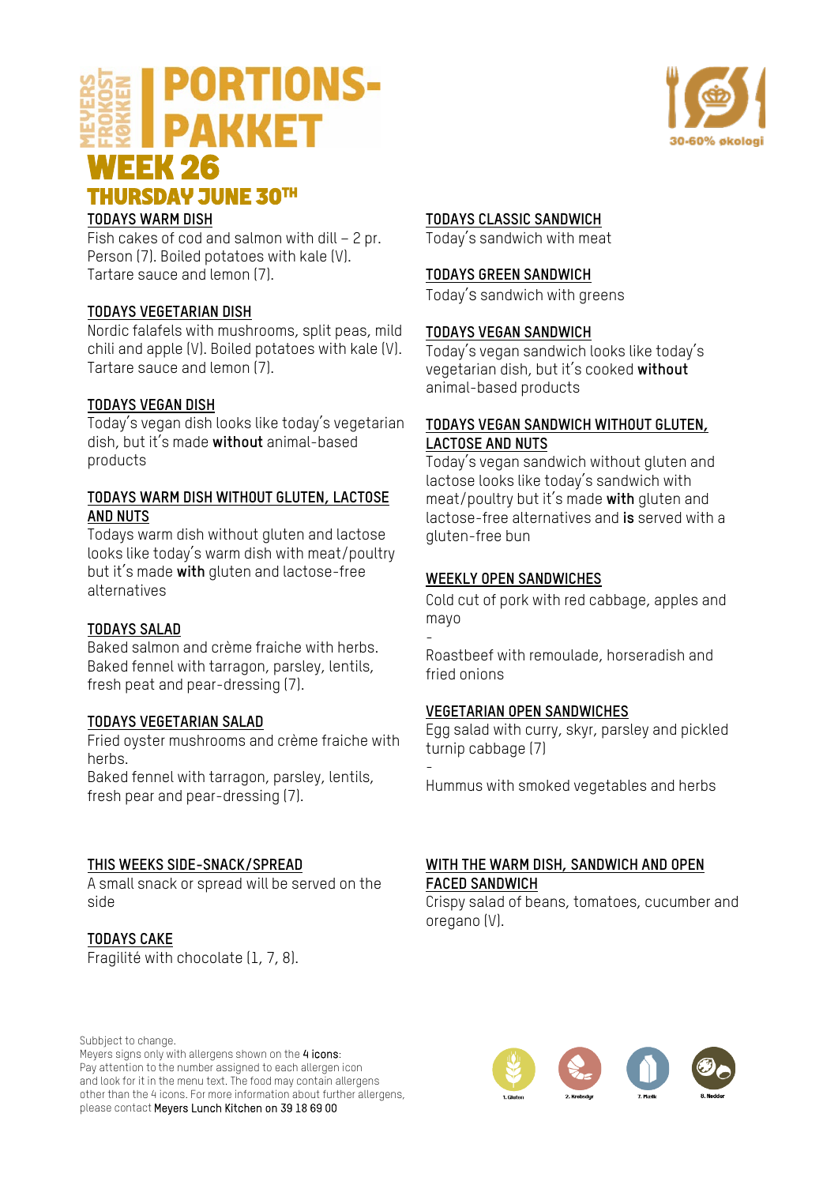# MEYERS FROKOST KØKKEN | PORTIONS-PAKKET

## WEEK 26

## THURSDAY JUNE 30TH

30-60% økologi

**TODAYS WARM DISH**

Fish cakes of cod and salmon with dill – 2 pr. Person (7). Boiled potatoes with kale (V). Tartare sauce and lemon (7).

**TODAYS VEGETARIAN DISH**

Nordic falafels with mushrooms, split peas, mild chili and apple (V). Boiled potatoes with kale (V). Tartare sauce and lemon (7).

**TODAYS VEGAN DISH**

Today's vegan dish looks like today's vegetarian dish, but it's made **without** animal-based products

**TODAYS WARM DISH WITHOUT GLUTEN, LACTOSE AND NUTS**

Todays warm dish without gluten and lactose looks like today's warm dish with meat/poultry but it's made **with** gluten and lactose-free alternatives

**TODAYS SALAD**

Baked salmon and crème fraiche with herbs. Baked fennel with tarragon, parsley, lentils, fresh peat and pear-dressing (7).

**TODAYS VEGETARIAN SALAD**

Fried oyster mushrooms and crème fraiche with herbs.
Baked fennel with tarragon, parsley, lentils, fresh pear and pear-dressing (7).

**THIS WEEKS SIDE-SNACK/SPREAD**

A small snack or spread will be served on the side

**TODAYS CAKE**

Fragilité with chocolate (1, 7, 8).

**TODAYS CLASSIC SANDWICH**

Today's sandwich with meat

**TODAYS GREEN SANDWICH**

Today's sandwich with greens

**TODAYS VEGAN SANDWICH**

Today's vegan sandwich looks like today's vegetarian dish, but it's cooked **without** animal-based products

**TODAYS VEGAN SANDWICH WITHOUT GLUTEN, LACTOSE AND NUTS**

Today's vegan sandwich without gluten and lactose looks like today's sandwich with meat/poultry but it's made **with** gluten and lactose-free alternatives and **is** served with a gluten-free bun

**WEEKLY OPEN SANDWICHES**

Cold cut of pork with red cabbage, apples and mayo

-

Roastbeef with remoulade, horseradish and fried onions

**VEGETARIAN OPEN SANDWICHES**

Egg salad with curry, skyr, parsley and pickled turnip cabbage (7)

-

Hummus with smoked vegetables and herbs

**WITH THE WARM DISH, SANDWICH AND OPEN FACED SANDWICH**

Crispy salad of beans, tomatoes, cucumber and oregano (V).

Subbject to change.
Meyers signs only with allergens shown on the **4 icons**:
Pay attention to the number assigned to each allergen icon and look for it in the menu text. The food may contain allergens other than the 4 icons. For more information about further allergens, please contact **Meyers Lunch Kitchen on 39 18 69 00**

1. Gluten | 2. Krebsdyr | 7. Mælk | 8. Nødder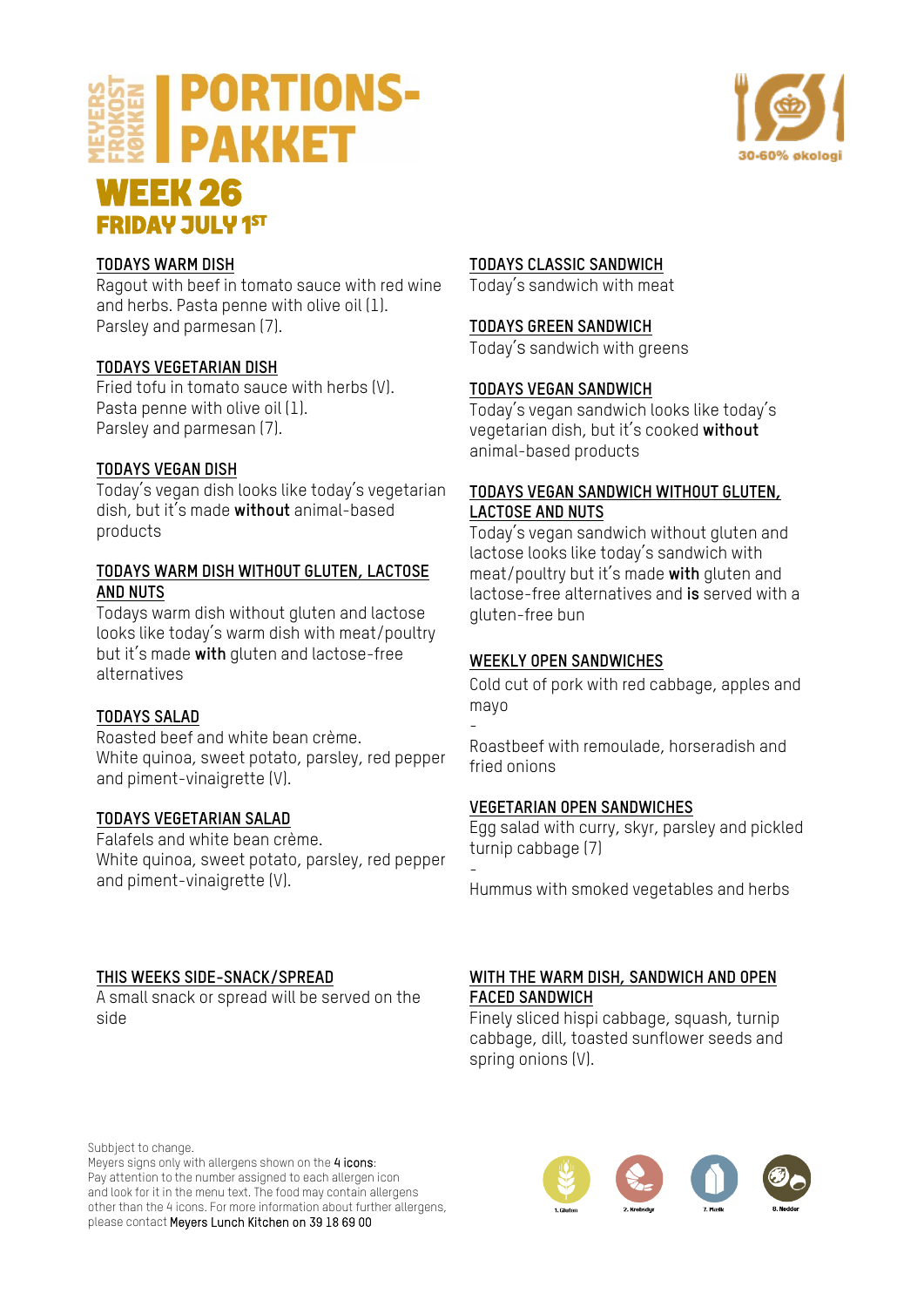# MEYERS FROKOST KØKKEN | PORTIONS-PAKKET

30-60% økologi

## WEEK 26

### FRIDAY JULY 1ST

**TODAYS WARM DISH**

Ragout with beef in tomato sauce with red wine and herbs. Pasta penne with olive oil (1). Parsley and parmesan (7).

**TODAYS VEGETARIAN DISH**

Fried tofu in tomato sauce with herbs (V). Pasta penne with olive oil (1). Parsley and parmesan (7).

**TODAYS VEGAN DISH**

Today's vegan dish looks like today's vegetarian dish, but it's made **without** animal-based products

**TODAYS WARM DISH WITHOUT GLUTEN, LACTOSE AND NUTS**

Todays warm dish without gluten and lactose looks like today's warm dish with meat/poultry but it's made **with** gluten and lactose-free alternatives

**TODAYS SALAD**

Roasted beef and white bean crème. White quinoa, sweet potato, parsley, red pepper and piment-vinaigrette (V).

**TODAYS VEGETARIAN SALAD**

Falafels and white bean crème. White quinoa, sweet potato, parsley, red pepper and piment-vinaigrette (V).

**TODAYS CLASSIC SANDWICH**

Today's sandwich with meat

**TODAYS GREEN SANDWICH**

Today's sandwich with greens

**TODAYS VEGAN SANDWICH**

Today's vegan sandwich looks like today's vegetarian dish, but it's cooked **without** animal-based products

**TODAYS VEGAN SANDWICH WITHOUT GLUTEN, LACTOSE AND NUTS**

Today's vegan sandwich without gluten and lactose looks like today's sandwich with meat/poultry but it's made **with** gluten and lactose-free alternatives and **is** served with a gluten-free bun

**WEEKLY OPEN SANDWICHES**

Cold cut of pork with red cabbage, apples and mayo

-

Roastbeef with remoulade, horseradish and fried onions

**VEGETARIAN OPEN SANDWICHES**

Egg salad with curry, skyr, parsley and pickled turnip cabbage (7)

-

Hummus with smoked vegetables and herbs

**THIS WEEKS SIDE-SNACK/SPREAD**

A small snack or spread will be served on the side

**WITH THE WARM DISH, SANDWICH AND OPEN FACED SANDWICH**

Finely sliced hispi cabbage, squash, turnip cabbage, dill, toasted sunflower seeds and spring onions (V).

Subbject to change.
Meyers signs only with allergens shown on the **4 icons**:
Pay attention to the number assigned to each allergen icon and look for it in the menu text. The food may contain allergens other than the 4 icons. For more information about further allergens, please contact **Meyers Lunch Kitchen on 39 18 69 00**

1. Gluten 2. Krebsdyr 7. Mælk 8. Nødder